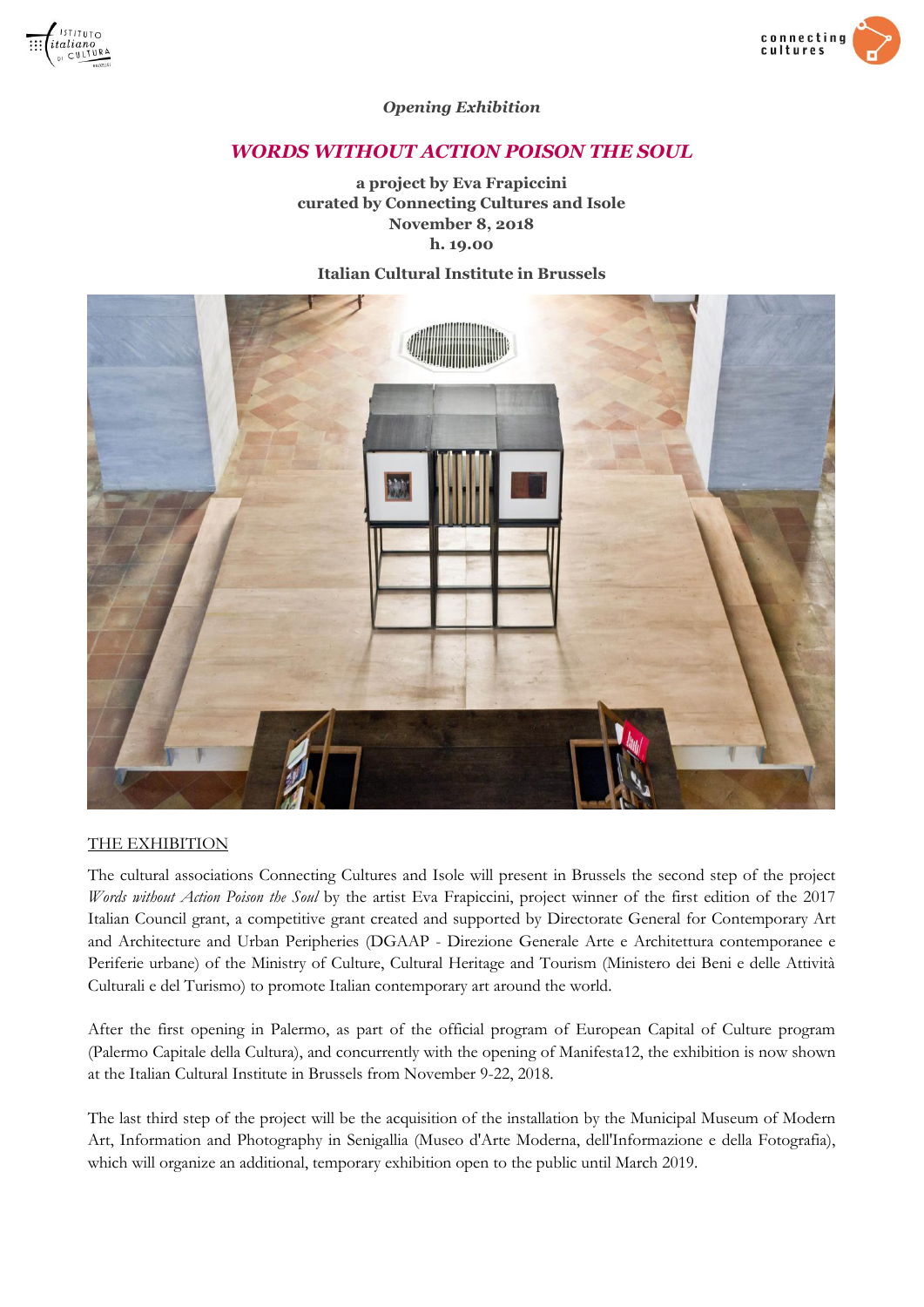*Opening Exhibition*

# *WORDS WITHOUT ACTION POISON THE SOUL*

**a project by Eva Frapiccini**
**curated by Connecting Cultures and Isole**
**November 8, 2018**
**h. 19.00**

**Italian Cultural Institute in Brussels**

## THE EXHIBITION

The cultural associations Connecting Cultures and Isole will present in Brussels the second step of the project *Words without Action Poison the Soul* by the artist Eva Frapiccini, project winner of the first edition of the 2017 Italian Council grant, a competitive grant created and supported by Directorate General for Contemporary Art and Architecture and Urban Peripheries (DGAAP - Direzione Generale Arte e Architettura contemporanee e Periferie urbane) of the Ministry of Culture, Cultural Heritage and Tourism (Ministero dei Beni e delle Attività Culturali e del Turismo) to promote Italian contemporary art around the world.

After the first opening in Palermo, as part of the official program of European Capital of Culture program (Palermo Capitale della Cultura), and concurrently with the opening of Manifesta12, the exhibition is now shown at the Italian Cultural Institute in Brussels from November 9-22, 2018.

The last third step of the project will be the acquisition of the installation by the Municipal Museum of Modern Art, Information and Photography in Senigallia (Museo d'Arte Moderna, dell'Informazione e della Fotografia), which will organize an additional, temporary exhibition open to the public until March 2019.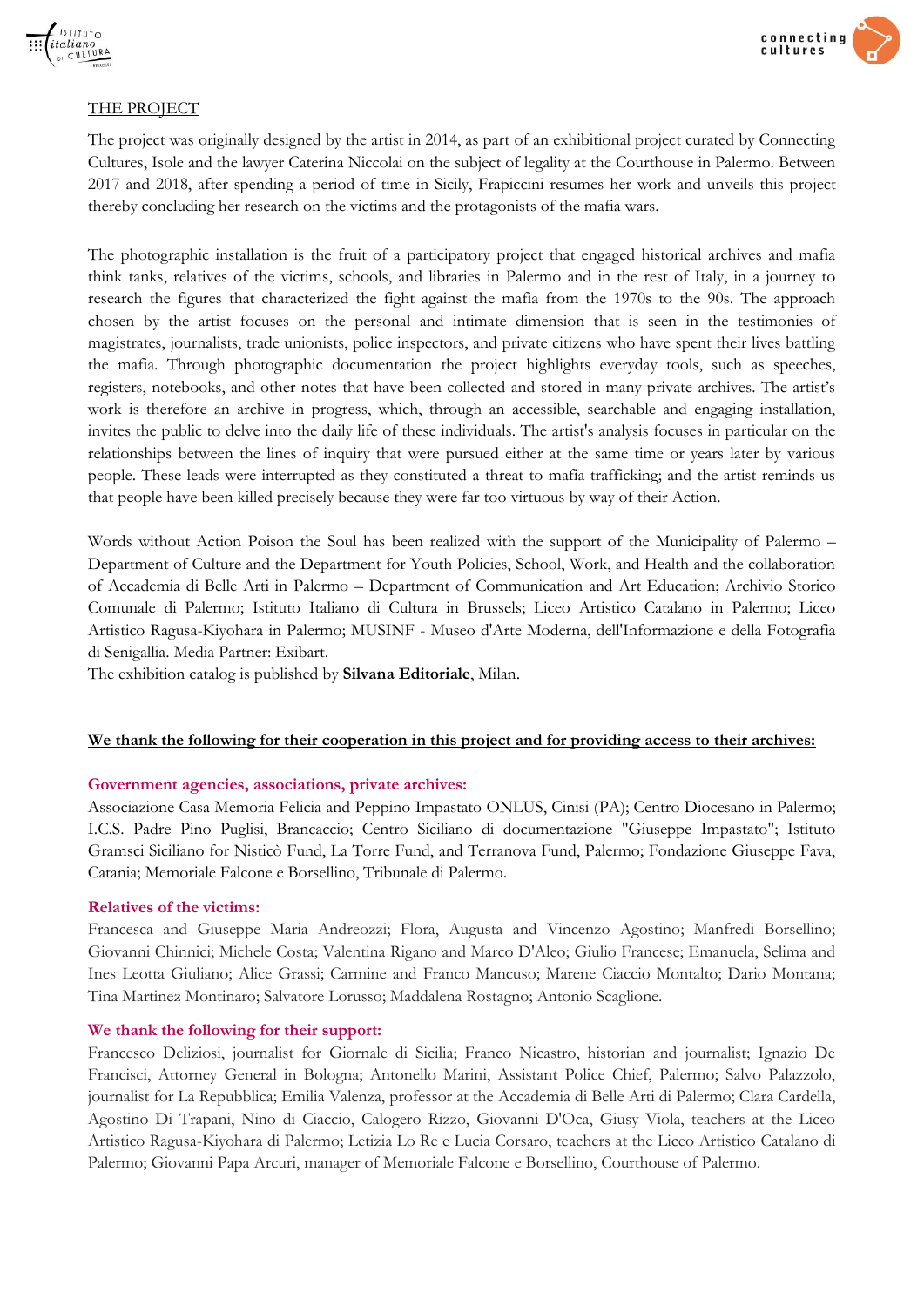## THE PROJECT

The project was originally designed by the artist in 2014, as part of an exhibitional project curated by Connecting Cultures, Isole and the lawyer Caterina Niccolai on the subject of legality at the Courthouse in Palermo. Between 2017 and 2018, after spending a period of time in Sicily, Frapiccini resumes her work and unveils this project thereby concluding her research on the victims and the protagonists of the mafia wars.

The photographic installation is the fruit of a participatory project that engaged historical archives and mafia think tanks, relatives of the victims, schools, and libraries in Palermo and in the rest of Italy, in a journey to research the figures that characterized the fight against the mafia from the 1970s to the 90s. The approach chosen by the artist focuses on the personal and intimate dimension that is seen in the testimonies of magistrates, journalists, trade unionists, police inspectors, and private citizens who have spent their lives battling the mafia. Through photographic documentation the project highlights everyday tools, such as speeches, registers, notebooks, and other notes that have been collected and stored in many private archives. The artist's work is therefore an archive in progress, which, through an accessible, searchable and engaging installation, invites the public to delve into the daily life of these individuals. The artist's analysis focuses in particular on the relationships between the lines of inquiry that were pursued either at the same time or years later by various people. These leads were interrupted as they constituted a threat to mafia trafficking; and the artist reminds us that people have been killed precisely because they were far too virtuous by way of their Action.

Words without Action Poison the Soul has been realized with the support of the Municipality of Palermo – Department of Culture and the Department for Youth Policies, School, Work, and Health and the collaboration of Accademia di Belle Arti in Palermo – Department of Communication and Art Education; Archivio Storico Comunale di Palermo; Istituto Italiano di Cultura in Brussels; Liceo Artistico Catalano in Palermo; Liceo Artistico Ragusa-Kiyohara in Palermo; MUSINF - Museo d'Arte Moderna, dell'Informazione e della Fotografia di Senigallia. Media Partner: Exibart.
The exhibition catalog is published by **Silvana Editoriale**, Milan.

**We thank the following for their cooperation in this project and for providing access to their archives:**

**Government agencies, associations, private archives:**
Associazione Casa Memoria Felicia and Peppino Impastato ONLUS, Cinisi (PA); Centro Diocesano in Palermo; I.C.S. Padre Pino Puglisi, Brancaccio; Centro Siciliano di documentazione "Giuseppe Impastato"; Istituto Gramsci Siciliano for Nisticò Fund, La Torre Fund, and Terranova Fund, Palermo; Fondazione Giuseppe Fava, Catania; Memoriale Falcone e Borsellino, Tribunale di Palermo.

**Relatives of the victims:**
Francesca and Giuseppe Maria Andreozzi; Flora, Augusta and Vincenzo Agostino; Manfredi Borsellino; Giovanni Chinnici; Michele Costa; Valentina Rigano and Marco D'Aleo; Giulio Francese; Emanuela, Selima and Ines Leotta Giuliano; Alice Grassi; Carmine and Franco Mancuso; Marene Ciaccio Montalto; Dario Montana; Tina Martinez Montinaro; Salvatore Lorusso; Maddalena Rostagno; Antonio Scaglione.

**We thank the following for their support:**
Francesco Deliziosi, journalist for Giornale di Sicilia; Franco Nicastro, historian and journalist; Ignazio De Francisci, Attorney General in Bologna; Antonello Marini, Assistant Police Chief, Palermo; Salvo Palazzolo, journalist for La Repubblica; Emilia Valenza, professor at the Accademia di Belle Arti di Palermo; Clara Cardella, Agostino Di Trapani, Nino di Ciaccio, Calogero Rizzo, Giovanni D'Oca, Giusy Viola, teachers at the Liceo Artistico Ragusa-Kiyohara di Palermo; Letizia Lo Re e Lucia Corsaro, teachers at the Liceo Artistico Catalano di Palermo; Giovanni Papa Arcuri, manager of Memoriale Falcone e Borsellino, Courthouse of Palermo.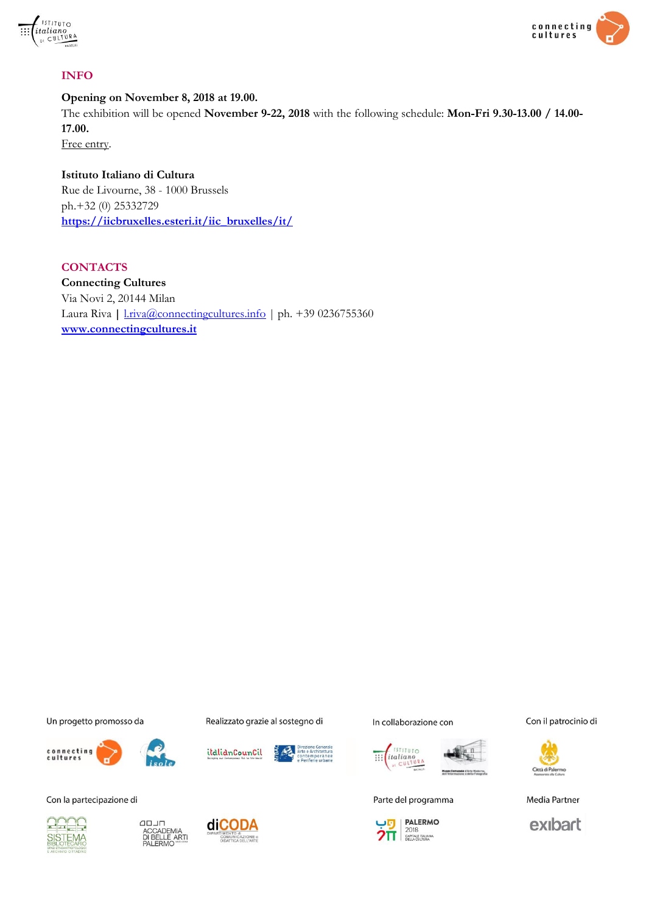## INFO

**Opening on November 8, 2018 at 19.00.**
The exhibition will be opened **November 9-22, 2018** with the following schedule: **Mon-Fri 9.30-13.00 / 14.00-17.00.**
Free entry.

**Istituto Italiano di Cultura**
Rue de Livourne, 38 - 1000 Brussels
ph.+32 (0) 25332729
**https://iicbruxelles.esteri.it/iic_bruxelles/it/**

## CONTACTS

**Connecting Cultures**
Via Novi 2, 20144 Milan
Laura Riva **|** l.riva@connectingcultures.info | ph. +39 0236755360
**www.connectingcultures.it**

Un progetto promosso da

Realizzato grazie al sostegno di

In collaborazione con

Con il patrocinio di

Con la partecipazione di

Parte del programma

Media Partner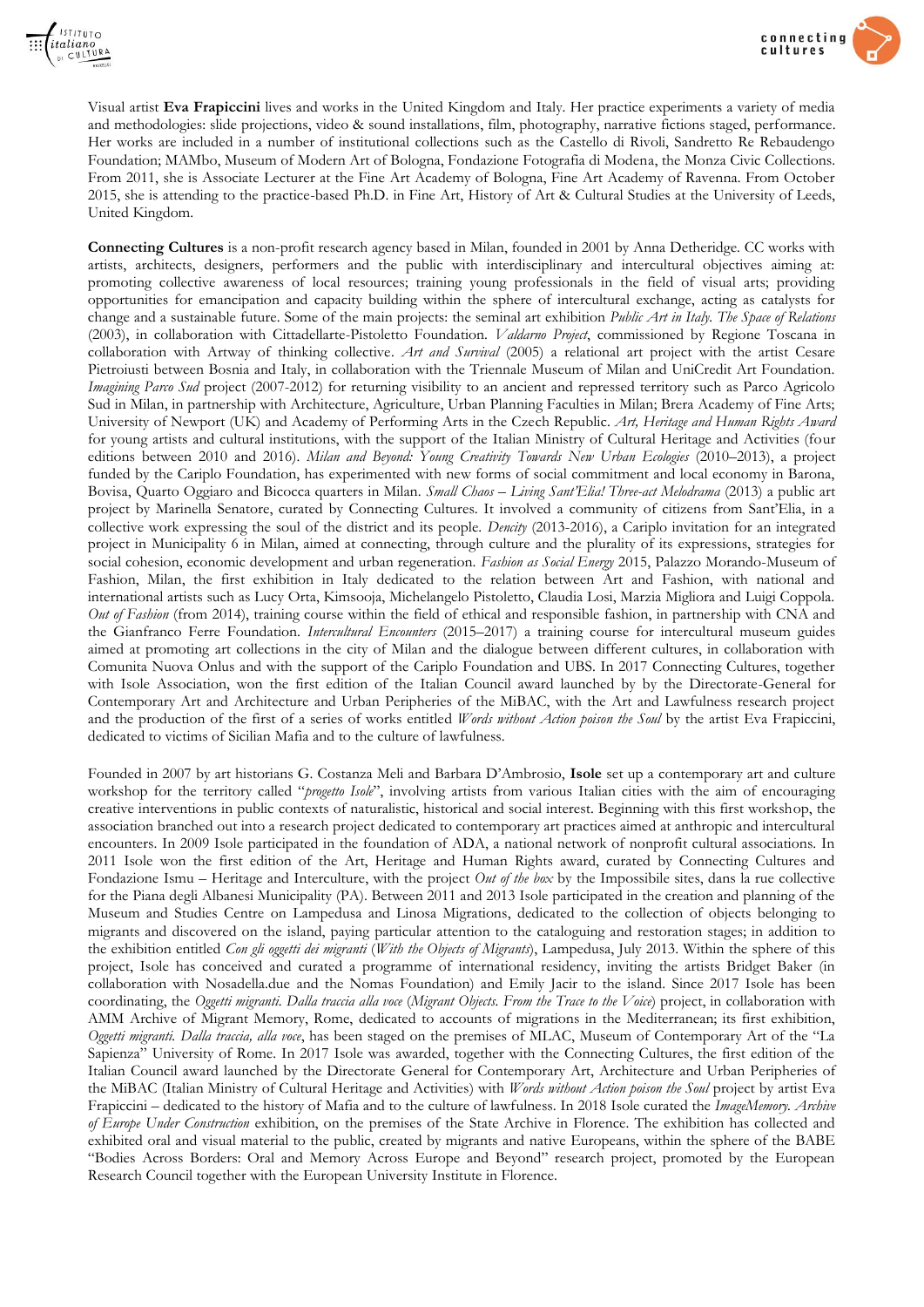Visual artist **Eva Frapiccini** lives and works in the United Kingdom and Italy. Her practice experiments a variety of media and methodologies: slide projections, video & sound installations, film, photography, narrative fictions staged, performance. Her works are included in a number of institutional collections such as the Castello di Rivoli, Sandretto Re Rebaudengo Foundation; MAMbo, Museum of Modern Art of Bologna, Fondazione Fotografia di Modena, the Monza Civic Collections. From 2011, she is Associate Lecturer at the Fine Art Academy of Bologna, Fine Art Academy of Ravenna. From October 2015, she is attending to the practice-based Ph.D. in Fine Art, History of Art & Cultural Studies at the University of Leeds, United Kingdom.

**Connecting Cultures** is a non-profit research agency based in Milan, founded in 2001 by Anna Detheridge. CC works with artists, architects, designers, performers and the public with interdisciplinary and intercultural objectives aiming at: promoting collective awareness of local resources; training young professionals in the field of visual arts; providing opportunities for emancipation and capacity building within the sphere of intercultural exchange, acting as catalysts for change and a sustainable future. Some of the main projects: the seminal art exhibition *Public Art in Italy. The Space of Relations* (2003), in collaboration with Cittadellarte-Pistoletto Foundation. *Valdarno Project*, commissioned by Regione Toscana in collaboration with Artway of thinking collective. *Art and Survival* (2005) a relational art project with the artist Cesare Pietroiusti between Bosnia and Italy, in collaboration with the Triennale Museum of Milan and UniCredit Art Foundation. *Imagining Parco Sud* project (2007-2012) for returning visibility to an ancient and repressed territory such as Parco Agricolo Sud in Milan, in partnership with Architecture, Agriculture, Urban Planning Faculties in Milan; Brera Academy of Fine Arts; University of Newport (UK) and Academy of Performing Arts in the Czech Republic. *Art, Heritage and Human Rights Award* for young artists and cultural institutions, with the support of the Italian Ministry of Cultural Heritage and Activities (four editions between 2010 and 2016). *Milan and Beyond: Young Creativity Towards New Urban Ecologies* (2010–2013), a project funded by the Cariplo Foundation, has experimented with new forms of social commitment and local economy in Barona, Bovisa, Quarto Oggiaro and Bicocca quarters in Milan. *Small Chaos – Living Sant'Elia! Three-act Melodrama* (2013) a public art project by Marinella Senatore, curated by Connecting Cultures. It involved a community of citizens from Sant'Elia, in a collective work expressing the soul of the district and its people. *Dencity* (2013-2016), a Cariplo invitation for an integrated project in Municipality 6 in Milan, aimed at connecting, through culture and the plurality of its expressions, strategies for social cohesion, economic development and urban regeneration. *Fashion as Social Energy* 2015, Palazzo Morando-Museum of Fashion, Milan, the first exhibition in Italy dedicated to the relation between Art and Fashion, with national and international artists such as Lucy Orta, Kimsooja, Michelangelo Pistoletto, Claudia Losi, Marzia Migliora and Luigi Coppola. *Out of Fashion* (from 2014), training course within the field of ethical and responsible fashion, in partnership with CNA and the Gianfranco Ferre Foundation. *Intercultural Encounters* (2015–2017) a training course for intercultural museum guides aimed at promoting art collections in the city of Milan and the dialogue between different cultures, in collaboration with Comunita Nuova Onlus and with the support of the Cariplo Foundation and UBS. In 2017 Connecting Cultures, together with Isole Association, won the first edition of the Italian Council award launched by the Directorate-General for Contemporary Art and Architecture and Urban Peripheries of the MiBAC, with the Art and Lawfulness research project and the production of the first of a series of works entitled *Words without Action poison the Soul* by the artist Eva Frapiccini, dedicated to victims of Sicilian Mafia and to the culture of lawfulness.

Founded in 2007 by art historians G. Costanza Meli and Barbara D'Ambrosio, **Isole** set up a contemporary art and culture workshop for the territory called "*progetto Isole*", involving artists from various Italian cities with the aim of encouraging creative interventions in public contexts of naturalistic, historical and social interest. Beginning with this first workshop, the association branched out into a research project dedicated to contemporary art practices aimed at anthropic and intercultural encounters. In 2009 Isole participated in the foundation of ADA, a national network of nonprofit cultural associations. In 2011 Isole won the first edition of the Art, Heritage and Human Rights award, curated by Connecting Cultures and Fondazione Ismu – Heritage and Interculture, with the project *Out of the box* by the Impossibile sites, dans la rue collective for the Piana degli Albanesi Municipality (PA). Between 2011 and 2013 Isole participated in the creation and planning of the Museum and Studies Centre on Lampedusa and Linosa Migrations, dedicated to the collection of objects belonging to migrants and discovered on the island, paying particular attention to the cataloguing and restoration stages; in addition to the exhibition entitled *Con gli oggetti dei migranti* (*With the Objects of Migrants*), Lampedusa, July 2013. Within the sphere of this project, Isole has conceived and curated a programme of international residency, inviting the artists Bridget Baker (in collaboration with Nosadella.due and the Nomas Foundation) and Emily Jacir to the island. Since 2017 Isole has been coordinating, the *Oggetti migranti. Dalla traccia alla voce* (*Migrant Objects. From the Trace to the Voice*) project, in collaboration with AMM Archive of Migrant Memory, Rome, dedicated to accounts of migrations in the Mediterranean; its first exhibition, *Oggetti migranti. Dalla traccia, alla voce*, has been staged on the premises of MLAC, Museum of Contemporary Art of the "La Sapienza" University of Rome. In 2017 Isole was awarded, together with the Connecting Cultures, the first edition of the Italian Council award launched by the Directorate General for Contemporary Art, Architecture and Urban Peripheries of the MiBAC (Italian Ministry of Cultural Heritage and Activities) with *Words without Action poison the Soul* project by artist Eva Frapiccini – dedicated to the history of Mafia and to the culture of lawfulness. In 2018 Isole curated the *ImageMemory. Archive of Europe Under Construction* exhibition, on the premises of the State Archive in Florence. The exhibition has collected and exhibited oral and visual material to the public, created by migrants and native Europeans, within the sphere of the BABE "Bodies Across Borders: Oral and Memory Across Europe and Beyond" research project, promoted by the European Research Council together with the European University Institute in Florence.